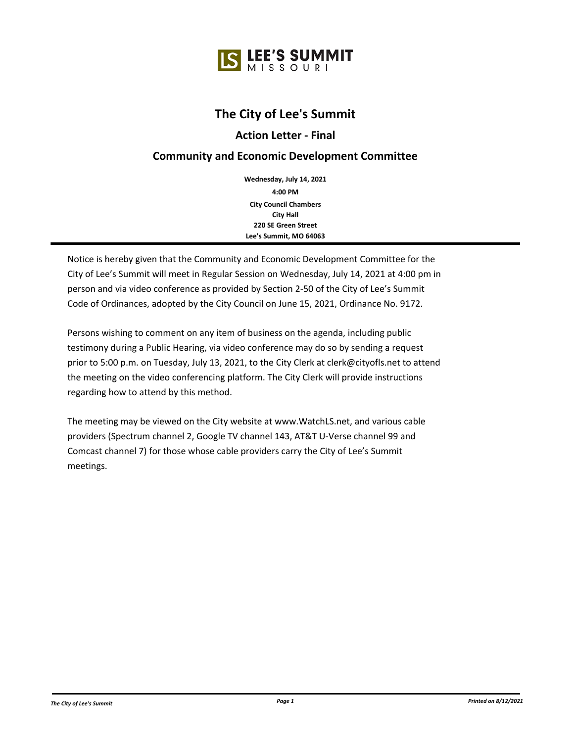LEE'S SUMMIT
MISSOURI

# The City of Lee's Summit

## Action Letter - Final

## Community and Economic Development Committee

**Wednesday, July 14, 2021**

**4:00 PM**

**City Council Chambers**

**City Hall**

**220 SE Green Street**

**Lee's Summit, MO 64063**

---

Notice is hereby given that the Community and Economic Development Committee for the City of Lee's Summit will meet in Regular Session on Wednesday, July 14, 2021 at 4:00 pm in person and via video conference as provided by Section 2-50 of the City of Lee's Summit Code of Ordinances, adopted by the City Council on June 15, 2021, Ordinance No. 9172.

Persons wishing to comment on any item of business on the agenda, including public testimony during a Public Hearing, via video conference may do so by sending a request prior to 5:00 p.m. on Tuesday, July 13, 2021, to the City Clerk at clerk@cityofls.net to attend the meeting on the video conferencing platform. The City Clerk will provide instructions regarding how to attend by this method.

The meeting may be viewed on the City website at www.WatchLS.net, and various cable providers (Spectrum channel 2, Google TV channel 143, AT&T U-Verse channel 99 and Comcast channel 7) for those whose cable providers carry the City of Lee's Summit meetings.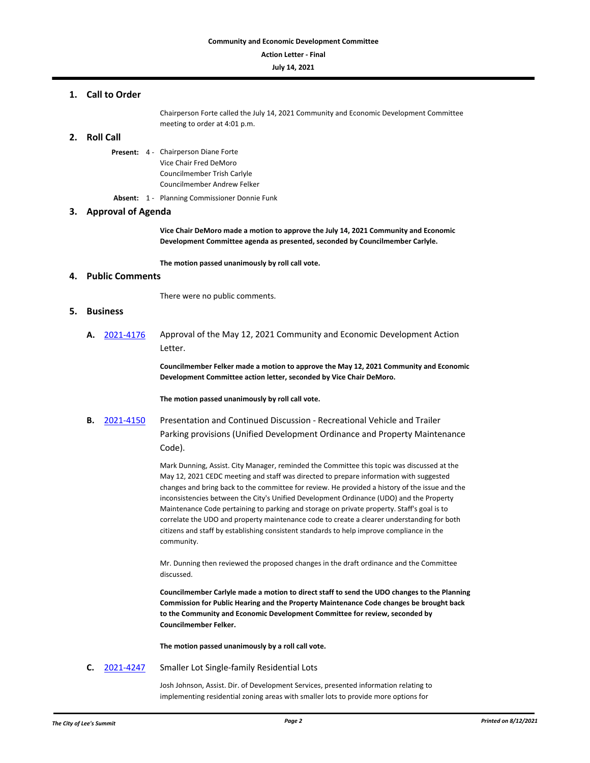## 1. Call to Order

Chairperson Forte called the July 14, 2021 Community and Economic Development Committee meeting to order at 4:01 p.m.

## 2. Roll Call

**Present:** 4 - Chairperson Diane Forte
Vice Chair Fred DeMoro
Councilmember Trish Carlyle
Councilmember Andrew Felker

**Absent:** 1 - Planning Commissioner Donnie Funk

## 3. Approval of Agenda

**Vice Chair DeMoro made a motion to approve the July 14, 2021 Community and Economic Development Committee agenda as presented, seconded by Councilmember Carlyle.**

**The motion passed unanimously by roll call vote.**

## 4. Public Comments

There were no public comments.

## 5. Business

**A.** [2021-4176] Approval of the May 12, 2021 Community and Economic Development Action Letter.

**Councilmember Felker made a motion to approve the May 12, 2021 Community and Economic Development Committee action letter, seconded by Vice Chair DeMoro.**

**The motion passed unanimously by roll call vote.**

**B.** [2021-4150] Presentation and Continued Discussion - Recreational Vehicle and Trailer Parking provisions (Unified Development Ordinance and Property Maintenance Code).

Mark Dunning, Assist. City Manager, reminded the Committee this topic was discussed at the May 12, 2021 CEDC meeting and staff was directed to prepare information with suggested changes and bring back to the committee for review. He provided a history of the issue and the inconsistencies between the City's Unified Development Ordinance (UDO) and the Property Maintenance Code pertaining to parking and storage on private property. Staff's goal is to correlate the UDO and property maintenance code to create a clearer understanding for both citizens and staff by establishing consistent standards to help improve compliance in the community.

Mr. Dunning then reviewed the proposed changes in the draft ordinance and the Committee discussed.

**Councilmember Carlyle made a motion to direct staff to send the UDO changes to the Planning Commission for Public Hearing and the Property Maintenance Code changes be brought back to the Community and Economic Development Committee for review, seconded by Councilmember Felker.**

**The motion passed unanimously by a roll call vote.**

**C.** [2021-4247] Smaller Lot Single-family Residential Lots

Josh Johnson, Assist. Dir. of Development Services, presented information relating to implementing residential zoning areas with smaller lots to provide more options for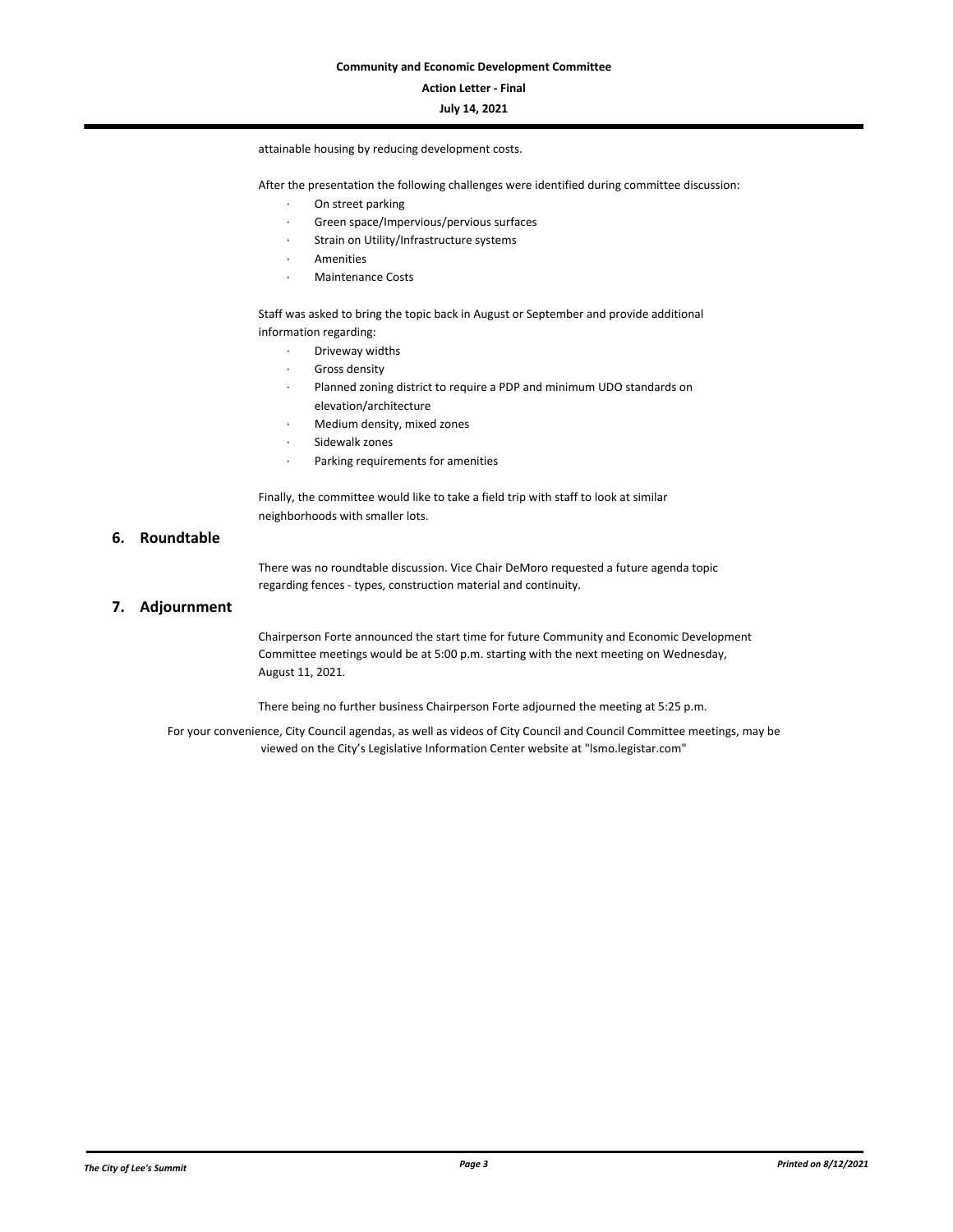attainable housing by reducing development costs.

After the presentation the following challenges were identified during committee discussion:

- On street parking
- Green space/Impervious/pervious surfaces
- Strain on Utility/Infrastructure systems
- Amenities
- Maintenance Costs

Staff was asked to bring the topic back in August or September and provide additional information regarding:

- Driveway widths
- Gross density
- Planned zoning district to require a PDP and minimum UDO standards on elevation/architecture
- Medium density, mixed zones
- Sidewalk zones
- Parking requirements for amenities

Finally, the committee would like to take a field trip with staff to look at similar neighborhoods with smaller lots.

## 6. Roundtable

There was no roundtable discussion. Vice Chair DeMoro requested a future agenda topic regarding fences - types, construction material and continuity.

## 7. Adjournment

Chairperson Forte announced the start time for future Community and Economic Development Committee meetings would be at 5:00 p.m. starting with the next meeting on Wednesday, August 11, 2021.

There being no further business Chairperson Forte adjourned the meeting at 5:25 p.m.

For your convenience, City Council agendas, as well as videos of City Council and Council Committee meetings, may be viewed on the City's Legislative Information Center website at "lsmo.legistar.com"